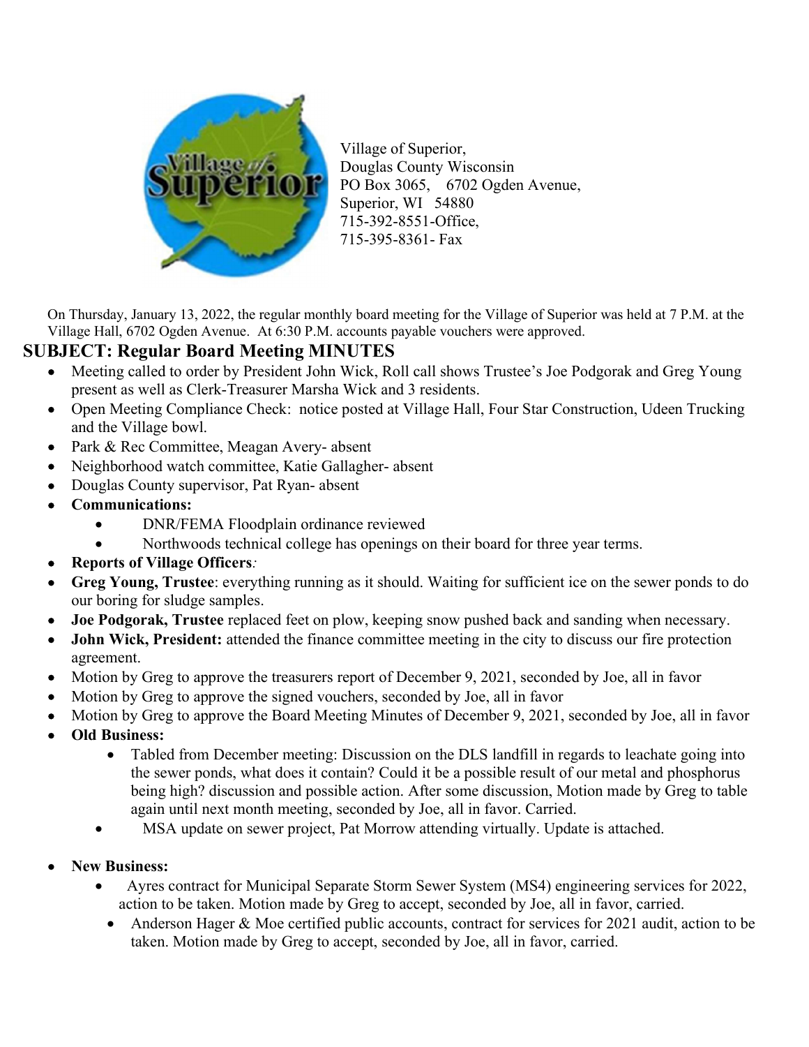Village of Superior,
Douglas County Wisconsin
PO Box 3065, 6702 Ogden Avenue,
Superior, WI 54880
715-392-8551-Office,
715-395-8361- Fax

On Thursday, January 13, 2022, the regular monthly board meeting for the Village of Superior was held at 7 P.M. at the Village Hall, 6702 Ogden Avenue. At 6:30 P.M. accounts payable vouchers were approved.

## SUBJECT: Regular Board Meeting MINUTES

- Meeting called to order by President John Wick, Roll call shows Trustee's Joe Podgorak and Greg Young present as well as Clerk-Treasurer Marsha Wick and 3 residents.
- Open Meeting Compliance Check: notice posted at Village Hall, Four Star Construction, Udeen Trucking and the Village bowl.
- Park & Rec Committee, Meagan Avery- absent
- Neighborhood watch committee, Katie Gallagher- absent
- Douglas County supervisor, Pat Ryan- absent
- **Communications:**
    - DNR/FEMA Floodplain ordinance reviewed
    - Northwoods technical college has openings on their board for three year terms.
- **Reports of Village Officers***:*
- **Greg Young, Trustee**: everything running as it should. Waiting for sufficient ice on the sewer ponds to do our boring for sludge samples.
- **Joe Podgorak, Trustee** replaced feet on plow, keeping snow pushed back and sanding when necessary.
- **John Wick, President:** attended the finance committee meeting in the city to discuss our fire protection agreement.
- Motion by Greg to approve the treasurers report of December 9, 2021, seconded by Joe, all in favor
- Motion by Greg to approve the signed vouchers, seconded by Joe, all in favor
- Motion by Greg to approve the Board Meeting Minutes of December 9, 2021, seconded by Joe, all in favor
- **Old Business:**
    - Tabled from December meeting: Discussion on the DLS landfill in regards to leachate going into the sewer ponds, what does it contain? Could it be a possible result of our metal and phosphorus being high? discussion and possible action. After some discussion, Motion made by Greg to table again until next month meeting, seconded by Joe, all in favor. Carried.
    - MSA update on sewer project, Pat Morrow attending virtually. Update is attached.
- **New Business:**
    - Ayres contract for Municipal Separate Storm Sewer System (MS4) engineering services for 2022, action to be taken. Motion made by Greg to accept, seconded by Joe, all in favor, carried.
    - Anderson Hager & Moe certified public accounts, contract for services for 2021 audit, action to be taken. Motion made by Greg to accept, seconded by Joe, all in favor, carried.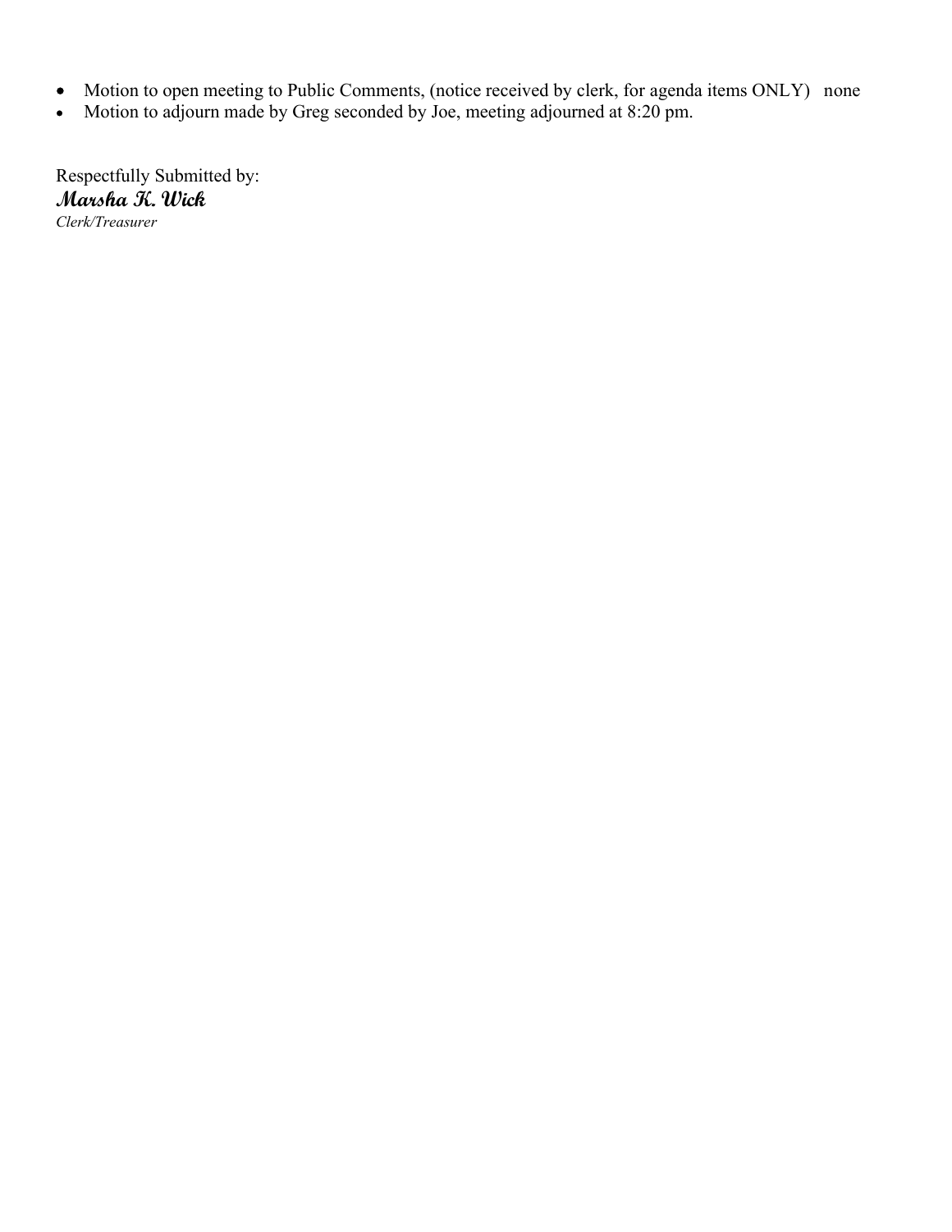- Motion to open meeting to Public Comments, (notice received by clerk, for agenda items ONLY) none
- Motion to adjourn made by Greg seconded by Joe, meeting adjourned at 8:20 pm.

Respectfully Submitted by:
**Marsha K. Wick**
*Clerk/Treasurer*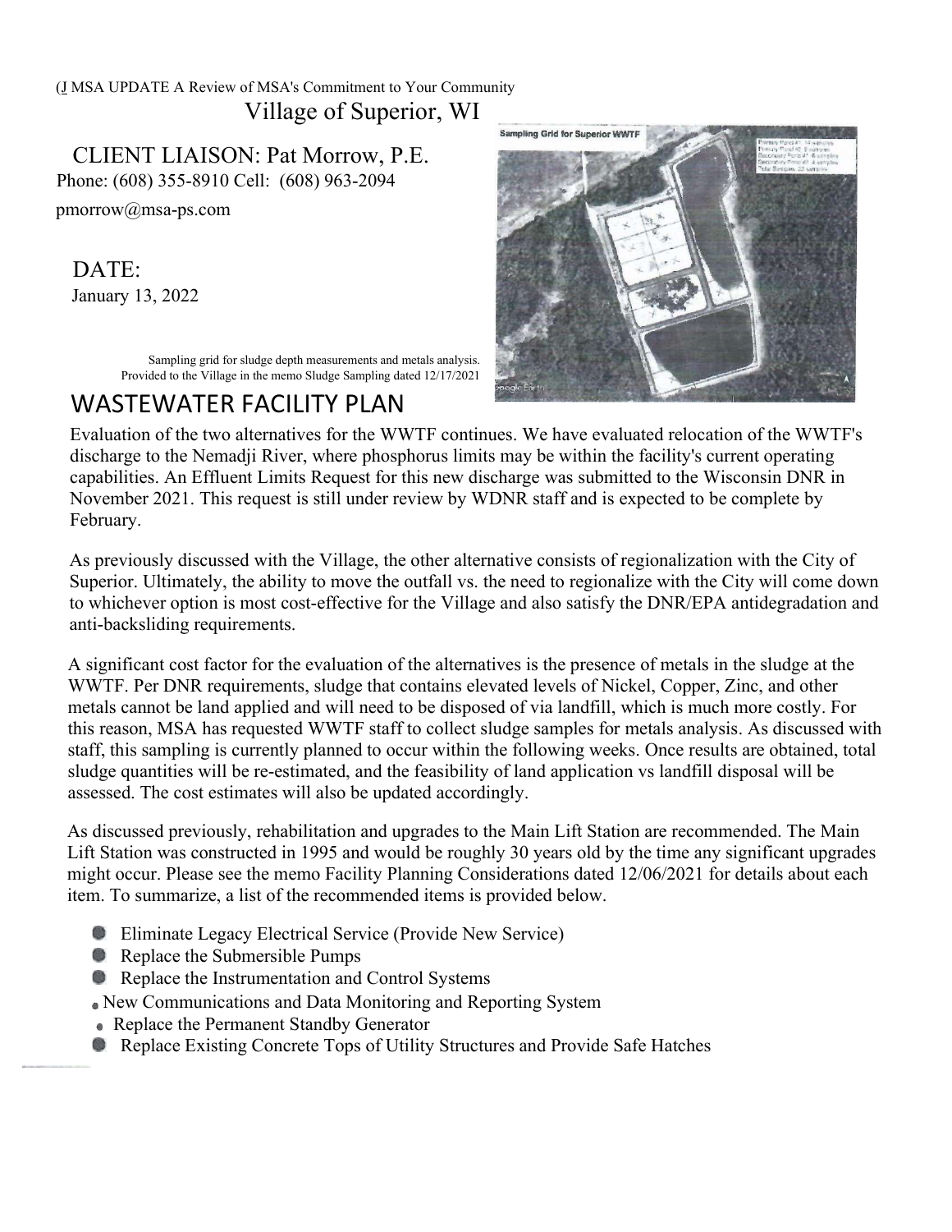(J MSA UPDATE A Review of MSA's Commitment to Your Community

Village of Superior, WI

CLIENT LIAISON: Pat Morrow, P.E.

Phone: (608) 355-8910 Cell: (608) 963-2094

pmorrow@msa-ps.com

DATE:

January 13, 2022

Sampling grid for sludge depth measurements and metals analysis. Provided to the Village in the memo Sludge Sampling dated 12/17/2021

## WASTEWATER FACILITY PLAN

Evaluation of the two alternatives for the WWTF continues. We have evaluated relocation of the WWTF's discharge to the Nemadji River, where phosphorus limits may be within the facility's current operating capabilities. An Effluent Limits Request for this new discharge was submitted to the Wisconsin DNR in November 2021. This request is still under review by WDNR staff and is expected to be complete by February.

As previously discussed with the Village, the other alternative consists of regionalization with the City of Superior. Ultimately, the ability to move the outfall vs. the need to regionalize with the City will come down to whichever option is most cost-effective for the Village and also satisfy the DNR/EPA antidegradation and anti-backsliding requirements.

A significant cost factor for the evaluation of the alternatives is the presence of metals in the sludge at the WWTF. Per DNR requirements, sludge that contains elevated levels of Nickel, Copper, Zinc, and other metals cannot be land applied and will need to be disposed of via landfill, which is much more costly. For this reason, MSA has requested WWTF staff to collect sludge samples for metals analysis. As discussed with staff, this sampling is currently planned to occur within the following weeks. Once results are obtained, total sludge quantities will be re-estimated, and the feasibility of land application vs landfill disposal will be assessed. The cost estimates will also be updated accordingly.

As discussed previously, rehabilitation and upgrades to the Main Lift Station are recommended. The Main Lift Station was constructed in 1995 and would be roughly 30 years old by the time any significant upgrades might occur. Please see the memo Facility Planning Considerations dated 12/06/2021 for details about each item. To summarize, a list of the recommended items is provided below.

- Eliminate Legacy Electrical Service (Provide New Service)
- Replace the Submersible Pumps
- Replace the Instrumentation and Control Systems
- New Communications and Data Monitoring and Reporting System
- Replace the Permanent Standby Generator
- Replace Existing Concrete Tops of Utility Structures and Provide Safe Hatches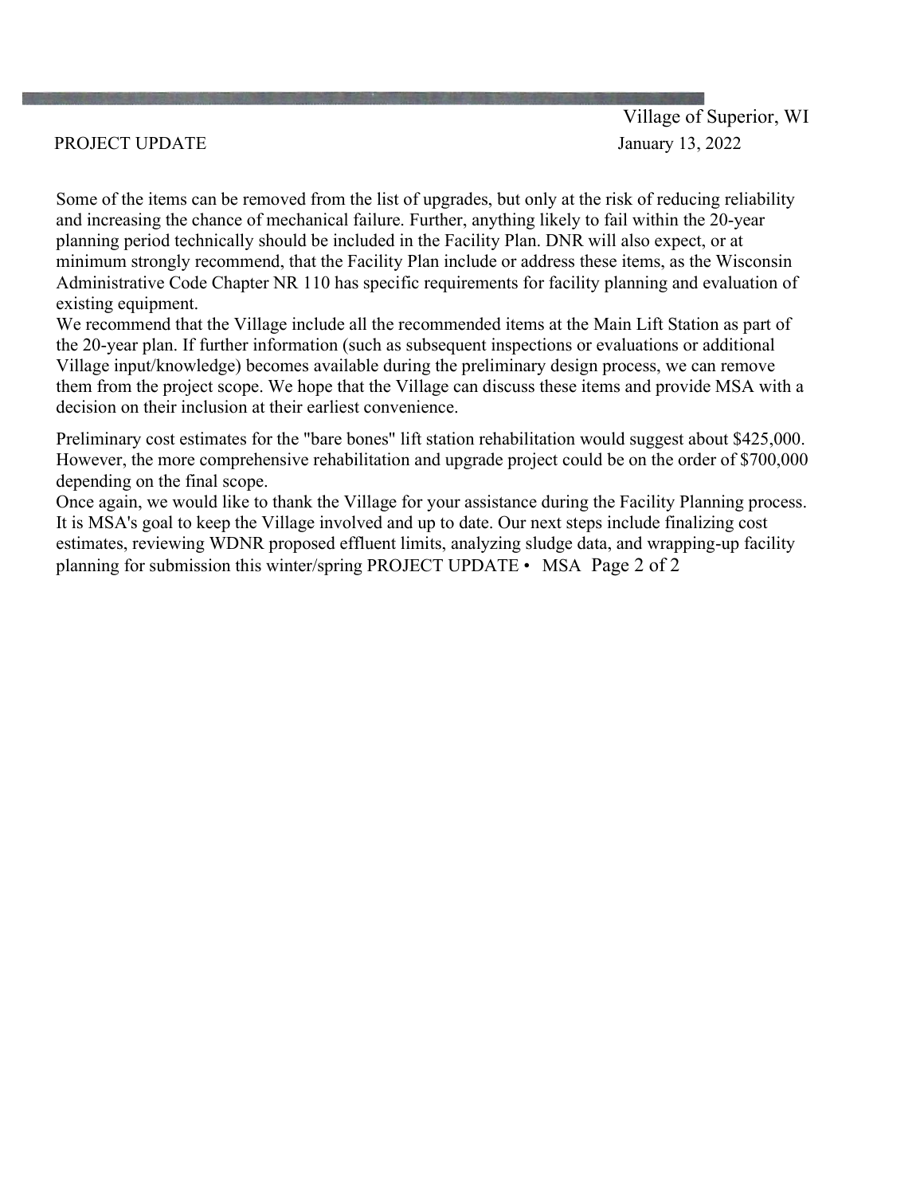Some of the items can be removed from the list of upgrades, but only at the risk of reducing reliability and increasing the chance of mechanical failure. Further, anything likely to fail within the 20-year planning period technically should be included in the Facility Plan. DNR will also expect, or at minimum strongly recommend, that the Facility Plan include or address these items, as the Wisconsin Administrative Code Chapter NR 110 has specific requirements for facility planning and evaluation of existing equipment.

We recommend that the Village include all the recommended items at the Main Lift Station as part of the 20-year plan. If further information (such as subsequent inspections or evaluations or additional Village input/knowledge) becomes available during the preliminary design process, we can remove them from the project scope. We hope that the Village can discuss these items and provide MSA with a decision on their inclusion at their earliest convenience.

Preliminary cost estimates for the "bare bones" lift station rehabilitation would suggest about $425,000. However, the more comprehensive rehabilitation and upgrade project could be on the order of $700,000 depending on the final scope.

Once again, we would like to thank the Village for your assistance during the Facility Planning process. It is MSA's goal to keep the Village involved and up to date. Our next steps include finalizing cost estimates, reviewing WDNR proposed effluent limits, analyzing sludge data, and wrapping-up facility planning for submission this winter/spring